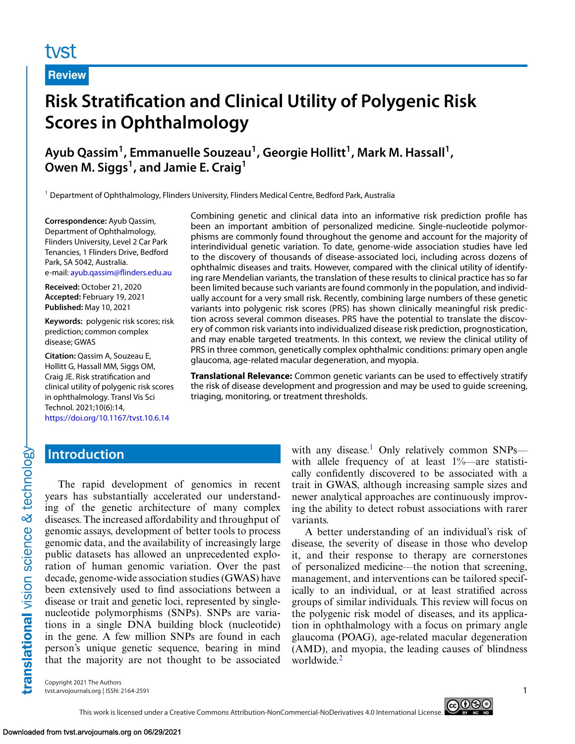Review

# Risk Stratification and Clinical Utility of Polygenic Risk Scores in Ophthalmology

**Ayub Qassim[1], Emmanuelle Souzeau[1], Georgie Hollitt[1], Mark M. Hassall[1], Owen M. Siggs[1], and Jamie E. Craig[1]**

[1] Department of Ophthalmology, Flinders University, Flinders Medical Centre, Bedford Park, Australia

**Correspondence:** Ayub Qassim, Department of Ophthalmology, Flinders University, Level 2 Car Park Tenancies, 1 Flinders Drive, Bedford Park, SA 5042, Australia. e-mail: ayub.qassim@flinders.edu.au

**Received:** October 21, 2020
**Accepted:** February 19, 2021
**Published:** May 10, 2021

**Keywords:** polygenic risk scores; risk prediction; common complex disease; GWAS

**Citation:** Qassim A, Souzeau E, Hollitt G, Hassall MM, Siggs OM, Craig JE. Risk stratification and clinical utility of polygenic risk scores in ophthalmology. Transl Vis Sci Technol. 2021;10(6):14, https://doi.org/10.1167/tvst.10.6.14

Combining genetic and clinical data into an informative risk prediction profile has been an important ambition of personalized medicine. Single-nucleotide polymorphisms are commonly found throughout the genome and account for the majority of interindividual genetic variation. To date, genome-wide association studies have led to the discovery of thousands of disease-associated loci, including across dozens of ophthalmic diseases and traits. However, compared with the clinical utility of identifying rare Mendelian variants, the translation of these results to clinical practice has so far been limited because such variants are found commonly in the population, and individually account for a very small risk. Recently, combining large numbers of these genetic variants into polygenic risk scores (PRS) has shown clinically meaningful risk prediction across several common diseases. PRS have the potential to translate the discovery of common risk variants into individualized disease risk prediction, prognostication, and may enable targeted treatments. In this context, we review the clinical utility of PRS in three common, genetically complex ophthalmic conditions: primary open angle glaucoma, age-related macular degeneration, and myopia.

**Translational Relevance:** Common genetic variants can be used to effectively stratify the risk of disease development and progression and may be used to guide screening, triaging, monitoring, or treatment thresholds.

## Introduction

The rapid development of genomics in recent years has substantially accelerated our understanding of the genetic architecture of many complex diseases. The increased affordability and throughput of genomic assays, development of better tools to process genomic data, and the availability of increasingly large public datasets has allowed an unprecedented exploration of human genomic variation. Over the past decade, genome-wide association studies (GWAS) have been extensively used to find associations between a disease or trait and genetic loci, represented by single-nucleotide polymorphisms (SNPs). SNPs are variations in a single DNA building block (nucleotide) in the gene. A few million SNPs are found in each person's unique genetic sequence, bearing in mind that the majority are not thought to be associated with any disease.[1] Only relatively common SNPs—with allele frequency of at least 1%—are statistically confidently discovered to be associated with a trait in GWAS, although increasing sample sizes and newer analytical approaches are continuously improving the ability to detect robust associations with rarer variants.

A better understanding of an individual's risk of disease, the severity of disease in those who develop it, and their response to therapy are cornerstones of personalized medicine—the notion that screening, management, and interventions can be tailored specifically to an individual, or at least stratified across groups of similar individuals. This review will focus on the polygenic risk model of diseases, and its application in ophthalmology with a focus on primary angle glaucoma (POAG), age-related macular degeneration (AMD), and myopia, the leading causes of blindness worldwide.[2]

Copyright 2021 The Authors

This work is licensed under a Creative Commons Attribution-NonCommercial-NoDerivatives 4.0 International License.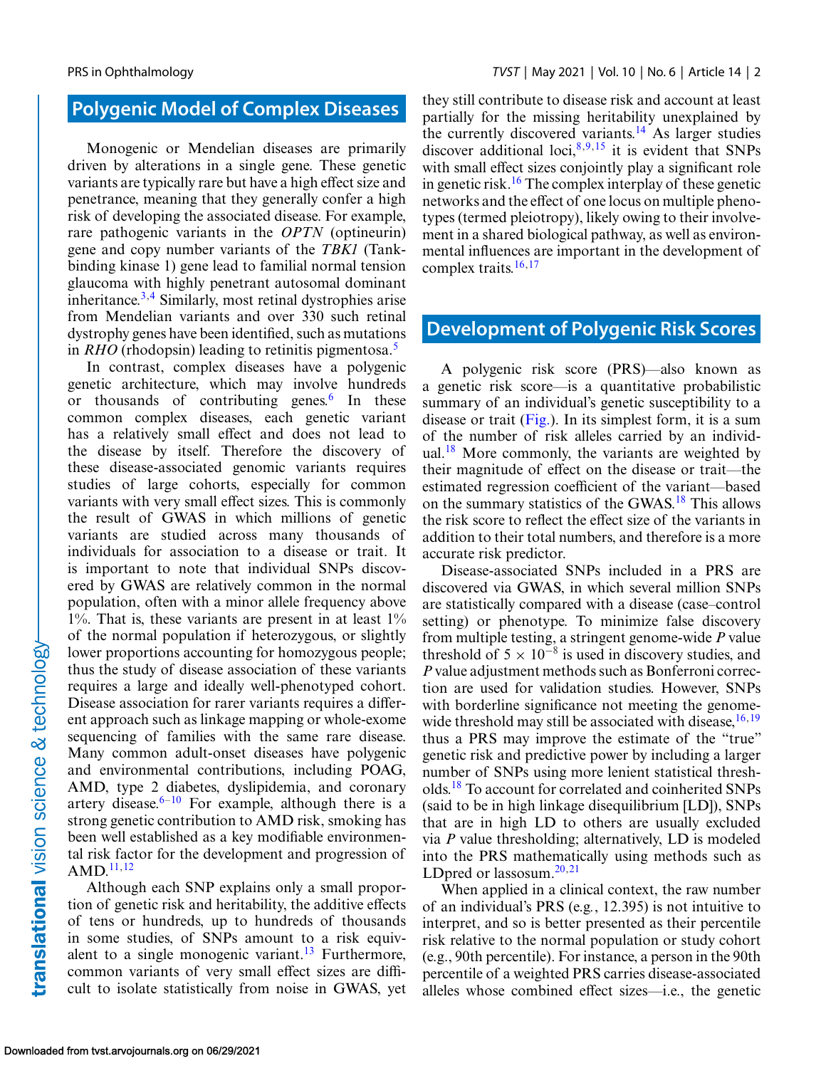## Polygenic Model of Complex Diseases

Monogenic or Mendelian diseases are primarily driven by alterations in a single gene. These genetic variants are typically rare but have a high effect size and penetrance, meaning that they generally confer a high risk of developing the associated disease. For example, rare pathogenic variants in the *OPTN* (optineurin) gene and copy number variants of the *TBK1* (Tank-binding kinase 1) gene lead to familial normal tension glaucoma with highly penetrant autosomal dominant inheritance.[3,4] Similarly, most retinal dystrophies arise from Mendelian variants and over 330 such retinal dystrophy genes have been identified, such as mutations in *RHO* (rhodopsin) leading to retinitis pigmentosa.[5]

In contrast, complex diseases have a polygenic genetic architecture, which may involve hundreds or thousands of contributing genes.[6] In these common complex diseases, each genetic variant has a relatively small effect and does not lead to the disease by itself. Therefore the discovery of these disease-associated genomic variants requires studies of large cohorts, especially for common variants with very small effect sizes. This is commonly the result of GWAS in which millions of genetic variants are studied across many thousands of individuals for association to a disease or trait. It is important to note that individual SNPs discovered by GWAS are relatively common in the normal population, often with a minor allele frequency above 1%. That is, these variants are present in at least 1% of the normal population if heterozygous, or slightly lower proportions accounting for homozygous people; thus the study of disease association of these variants requires a large and ideally well-phenotyped cohort. Disease association for rarer variants requires a different approach such as linkage mapping or whole-exome sequencing of families with the same rare disease. Many common adult-onset diseases have polygenic and environmental contributions, including POAG, AMD, type 2 diabetes, dyslipidemia, and coronary artery disease.[6–10] For example, although there is a strong genetic contribution to AMD risk, smoking has been well established as a key modifiable environmental risk factor for the development and progression of AMD.[11,12]

Although each SNP explains only a small proportion of genetic risk and heritability, the additive effects of tens or hundreds, up to hundreds of thousands in some studies, of SNPs amount to a risk equivalent to a single monogenic variant.[13] Furthermore, common variants of very small effect sizes are difficult to isolate statistically from noise in GWAS, yet they still contribute to disease risk and account at least partially for the missing heritability unexplained by the currently discovered variants.[14] As larger studies discover additional loci,[8,9,15] it is evident that SNPs with small effect sizes conjointly play a significant role in genetic risk.[16] The complex interplay of these genetic networks and the effect of one locus on multiple phenotypes (termed pleiotropy), likely owing to their involvement in a shared biological pathway, as well as environmental influences are important in the development of complex traits.[16,17]

## Development of Polygenic Risk Scores

A polygenic risk score (PRS)—also known as a genetic risk score—is a quantitative probabilistic summary of an individual's genetic susceptibility to a disease or trait (Fig.). In its simplest form, it is a sum of the number of risk alleles carried by an individual.[18] More commonly, the variants are weighted by their magnitude of effect on the disease or trait—the estimated regression coefficient of the variant—based on the summary statistics of the GWAS.[18] This allows the risk score to reflect the effect size of the variants in addition to their total numbers, and therefore is a more accurate risk predictor.

Disease-associated SNPs included in a PRS are discovered via GWAS, in which several million SNPs are statistically compared with a disease (case–control setting) or phenotype. To minimize false discovery from multiple testing, a stringent genome-wide *P* value threshold of $5 \times 10^{-8}$ is used in discovery studies, and *P* value adjustment methods such as Bonferroni correction are used for validation studies. However, SNPs with borderline significance not meeting the genome-wide threshold may still be associated with disease,[16,19] thus a PRS may improve the estimate of the "true" genetic risk and predictive power by including a larger number of SNPs using more lenient statistical thresholds.[18] To account for correlated and coinherited SNPs (said to be in high linkage disequilibrium [LD]), SNPs that are in high LD to others are usually excluded via *P* value thresholding; alternatively, LD is modeled into the PRS mathematically using methods such as LDpred or lassosum.[20,21]

When applied in a clinical context, the raw number of an individual's PRS (e.g., 12.395) is not intuitive to interpret, and so is better presented as their percentile risk relative to the normal population or study cohort (e.g., 90th percentile). For instance, a person in the 90th percentile of a weighted PRS carries disease-associated alleles whose combined effect sizes—i.e., the genetic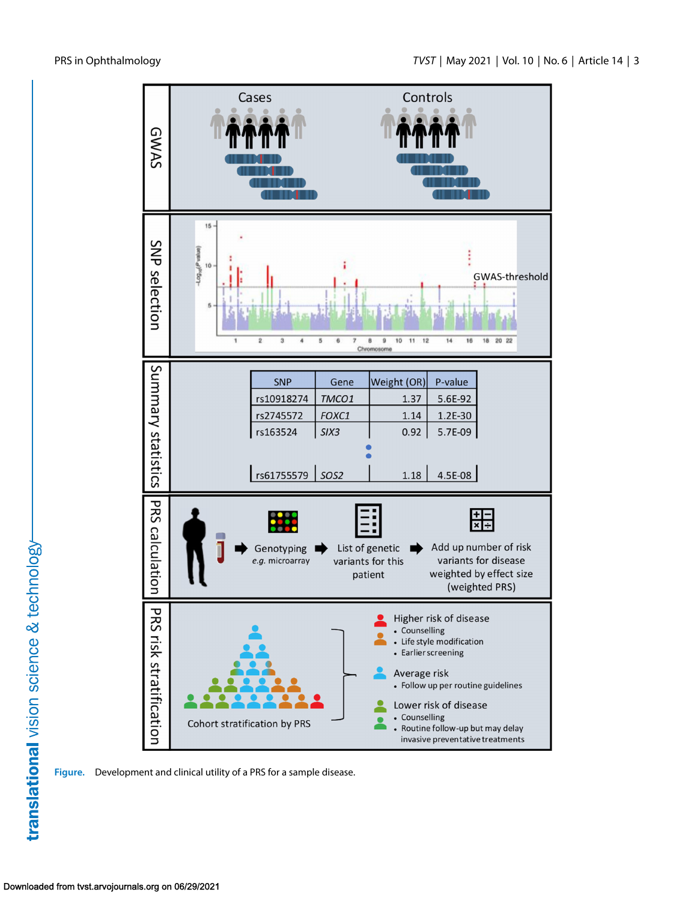Figure. Development and clinical utility of a PRS for a sample disease.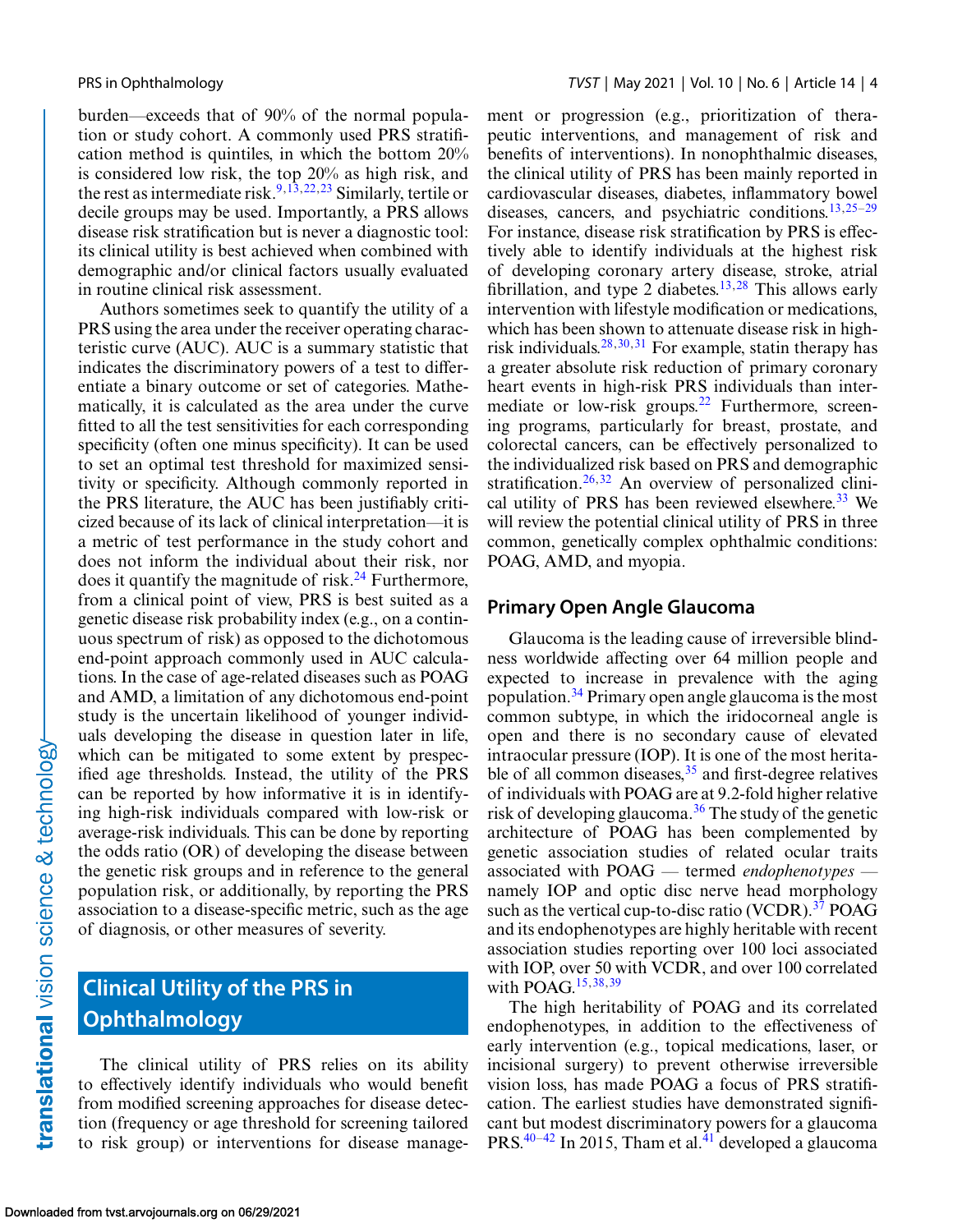burden—exceeds that of 90% of the normal population or study cohort. A commonly used PRS stratification method is quintiles, in which the bottom 20% is considered low risk, the top 20% as high risk, and the rest as intermediate risk.[9,13,22,23] Similarly, tertile or decile groups may be used. Importantly, a PRS allows disease risk stratification but is never a diagnostic tool: its clinical utility is best achieved when combined with demographic and/or clinical factors usually evaluated in routine clinical risk assessment.

Authors sometimes seek to quantify the utility of a PRS using the area under the receiver operating characteristic curve (AUC). AUC is a summary statistic that indicates the discriminatory powers of a test to differentiate a binary outcome or set of categories. Mathematically, it is calculated as the area under the curve fitted to all the test sensitivities for each corresponding specificity (often one minus specificity). It can be used to set an optimal test threshold for maximized sensitivity or specificity. Although commonly reported in the PRS literature, the AUC has been justifiably criticized because of its lack of clinical interpretation—it is a metric of test performance in the study cohort and does not inform the individual about their risk, nor does it quantify the magnitude of risk.[24] Furthermore, from a clinical point of view, PRS is best suited as a genetic disease risk probability index (e.g., on a continuous spectrum of risk) as opposed to the dichotomous end-point approach commonly used in AUC calculations. In the case of age-related diseases such as POAG and AMD, a limitation of any dichotomous end-point study is the uncertain likelihood of younger individuals developing the disease in question later in life, which can be mitigated to some extent by prespecified age thresholds. Instead, the utility of the PRS can be reported by how informative it is in identifying high-risk individuals compared with low-risk or average-risk individuals. This can be done by reporting the odds ratio (OR) of developing the disease between the genetic risk groups and in reference to the general population risk, or additionally, by reporting the PRS association to a disease-specific metric, such as the age of diagnosis, or other measures of severity.

# Clinical Utility of the PRS in Ophthalmology

The clinical utility of PRS relies on its ability to effectively identify individuals who would benefit from modified screening approaches for disease detection (frequency or age threshold for screening tailored to risk group) or interventions for disease management or progression (e.g., prioritization of therapeutic interventions, and management of risk and benefits of interventions). In nonophthalmic diseases, the clinical utility of PRS has been mainly reported in cardiovascular diseases, diabetes, inflammatory bowel diseases, cancers, and psychiatric conditions.[13,25–29] For instance, disease risk stratification by PRS is effectively able to identify individuals at the highest risk of developing coronary artery disease, stroke, atrial fibrillation, and type 2 diabetes.[13,28] This allows early intervention with lifestyle modification or medications, which has been shown to attenuate disease risk in high-risk individuals.[28,30,31] For example, statin therapy has a greater absolute risk reduction of primary coronary heart events in high-risk PRS individuals than intermediate or low-risk groups.[22] Furthermore, screening programs, particularly for breast, prostate, and colorectal cancers, can be effectively personalized to the individualized risk based on PRS and demographic stratification.[26,32] An overview of personalized clinical utility of PRS has been reviewed elsewhere.[33] We will review the potential clinical utility of PRS in three common, genetically complex ophthalmic conditions: POAG, AMD, and myopia.

## Primary Open Angle Glaucoma

Glaucoma is the leading cause of irreversible blindness worldwide affecting over 64 million people and expected to increase in prevalence with the aging population.[34] Primary open angle glaucoma is the most common subtype, in which the iridocorneal angle is open and there is no secondary cause of elevated intraocular pressure (IOP). It is one of the most heritable of all common diseases,[35] and first-degree relatives of individuals with POAG are at 9.2-fold higher relative risk of developing glaucoma.[36] The study of the genetic architecture of POAG has been complemented by genetic association studies of related ocular traits associated with POAG — termed *endophenotypes* — namely IOP and optic disc nerve head morphology such as the vertical cup-to-disc ratio (VCDR).[37] POAG and its endophenotypes are highly heritable with recent association studies reporting over 100 loci associated with IOP, over 50 with VCDR, and over 100 correlated with POAG.[15,38,39]

The high heritability of POAG and its correlated endophenotypes, in addition to the effectiveness of early intervention (e.g., topical medications, laser, or incisional surgery) to prevent otherwise irreversible vision loss, has made POAG a focus of PRS stratification. The earliest studies have demonstrated significant but modest discriminatory powers for a glaucoma PRS.[40–42] In 2015, Tham et al.[41] developed a glaucoma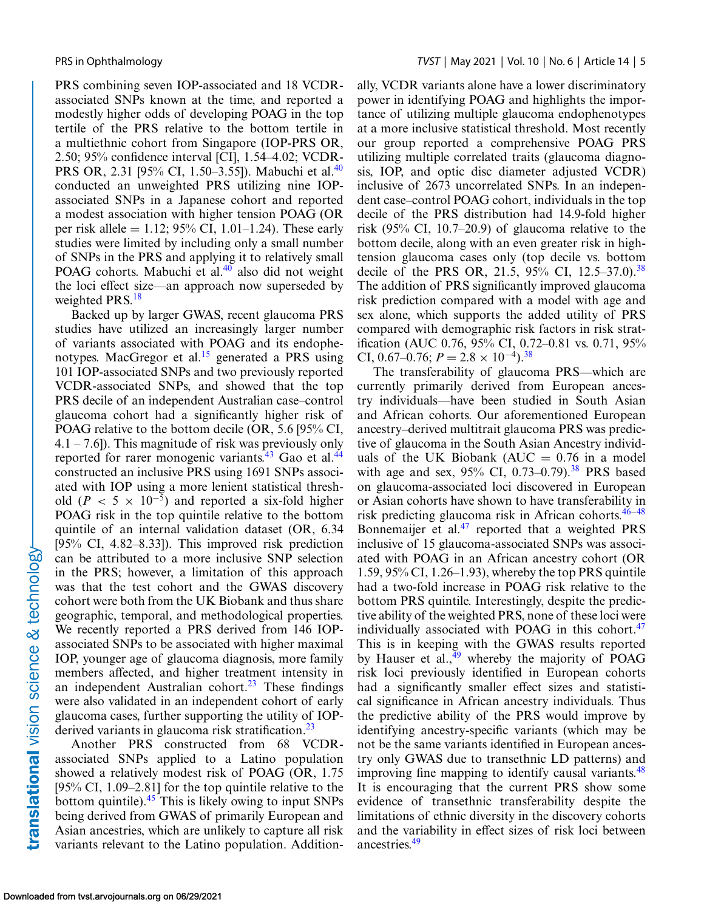PRS combining seven IOP-associated and 18 VCDR-associated SNPs known at the time, and reported a modestly higher odds of developing POAG in the top tertile of the PRS relative to the bottom tertile in a multiethnic cohort from Singapore (IOP-PRS OR, 2.50; 95% confidence interval [CI], 1.54–4.02; VCDR-PRS OR, 2.31 [95% CI, 1.50–3.55]). Mabuchi et al.[40] conducted an unweighted PRS utilizing nine IOP-associated SNPs in a Japanese cohort and reported a modest association with higher tension POAG (OR per risk allele = 1.12; 95% CI, 1.01–1.24). These early studies were limited by including only a small number of SNPs in the PRS and applying it to relatively small POAG cohorts. Mabuchi et al.[40] also did not weight the loci effect size—an approach now superseded by weighted PRS.[18]

Backed up by larger GWAS, recent glaucoma PRS studies have utilized an increasingly larger number of variants associated with POAG and its endophenotypes. MacGregor et al.[15] generated a PRS using 101 IOP-associated SNPs and two previously reported VCDR-associated SNPs, and showed that the top PRS decile of an independent Australian case–control glaucoma cohort had a significantly higher risk of POAG relative to the bottom decile (OR, 5.6 [95% CI, 4.1 – 7.6]). This magnitude of risk was previously only reported for rarer monogenic variants.[43] Gao et al.[44] constructed an inclusive PRS using 1691 SNPs associated with IOP using a more lenient statistical threshold ($P < 5 \times 10^{-5}$) and reported a six-fold higher POAG risk in the top quintile relative to the bottom quintile of an internal validation dataset (OR, 6.34 [95% CI, 4.82–8.33]). This improved risk prediction can be attributed to a more inclusive SNP selection in the PRS; however, a limitation of this approach was that the test cohort and the GWAS discovery cohort were both from the UK Biobank and thus share geographic, temporal, and methodological properties. We recently reported a PRS derived from 146 IOP-associated SNPs to be associated with higher maximal IOP, younger age of glaucoma diagnosis, more family members affected, and higher treatment intensity in an independent Australian cohort.[23] These findings were also validated in an independent cohort of early glaucoma cases, further supporting the utility of IOP-derived variants in glaucoma risk stratification.[23]

Another PRS constructed from 68 VCDR-associated SNPs applied to a Latino population showed a relatively modest risk of POAG (OR, 1.75 [95% CI, 1.09–2.81] for the top quintile relative to the bottom quintile).[45] This is likely owing to input SNPs being derived from GWAS of primarily European and Asian ancestries, which are unlikely to capture all risk variants relevant to the Latino population. Additionally, VCDR variants alone have a lower discriminatory power in identifying POAG and highlights the importance of utilizing multiple glaucoma endophenotypes at a more inclusive statistical threshold. Most recently our group reported a comprehensive POAG PRS utilizing multiple correlated traits (glaucoma diagnosis, IOP, and optic disc diameter adjusted VCDR) inclusive of 2673 uncorrelated SNPs. In an independent case–control POAG cohort, individuals in the top decile of the PRS distribution had 14.9-fold higher risk (95% CI, 10.7–20.9) of glaucoma relative to the bottom decile, along with an even greater risk in high-tension glaucoma cases only (top decile vs. bottom decile of the PRS OR, 21.5, 95% CI, 12.5–37.0).[38] The addition of PRS significantly improved glaucoma risk prediction compared with a model with age and sex alone, which supports the added utility of PRS compared with demographic risk factors in risk stratification (AUC 0.76, 95% CI, 0.72–0.81 vs. 0.71, 95% CI, 0.67–0.76; $P = 2.8 \times 10^{-4}$).[38]

The transferability of glaucoma PRS—which are currently primarily derived from European ancestry individuals—have been studied in South Asian and African cohorts. Our aforementioned European ancestry–derived multitrait glaucoma PRS was predictive of glaucoma in the South Asian Ancestry individuals of the UK Biobank (AUC = 0.76 in a model with age and sex, 95% CI, 0.73–0.79).[38] PRS based on glaucoma-associated loci discovered in European or Asian cohorts have shown to have transferability in risk predicting glaucoma risk in African cohorts.[46–48] Bonnemaijer et al.[47] reported that a weighted PRS inclusive of 15 glaucoma-associated SNPs was associated with POAG in an African ancestry cohort (OR 1.59, 95% CI, 1.26–1.93), whereby the top PRS quintile had a two-fold increase in POAG risk relative to the bottom PRS quintile. Interestingly, despite the predictive ability of the weighted PRS, none of these loci were individually associated with POAG in this cohort.[47] This is in keeping with the GWAS results reported by Hauser et al.,[49] whereby the majority of POAG risk loci previously identified in European cohorts had a significantly smaller effect sizes and statistical significance in African ancestry individuals. Thus the predictive ability of the PRS would improve by identifying ancestry-specific variants (which may be not be the same variants identified in European ancestry only GWAS due to transethnic LD patterns) and improving fine mapping to identify causal variants.[48] It is encouraging that the current PRS show some evidence of transethnic transferability despite the limitations of ethnic diversity in the discovery cohorts and the variability in effect sizes of risk loci between ancestries.[49]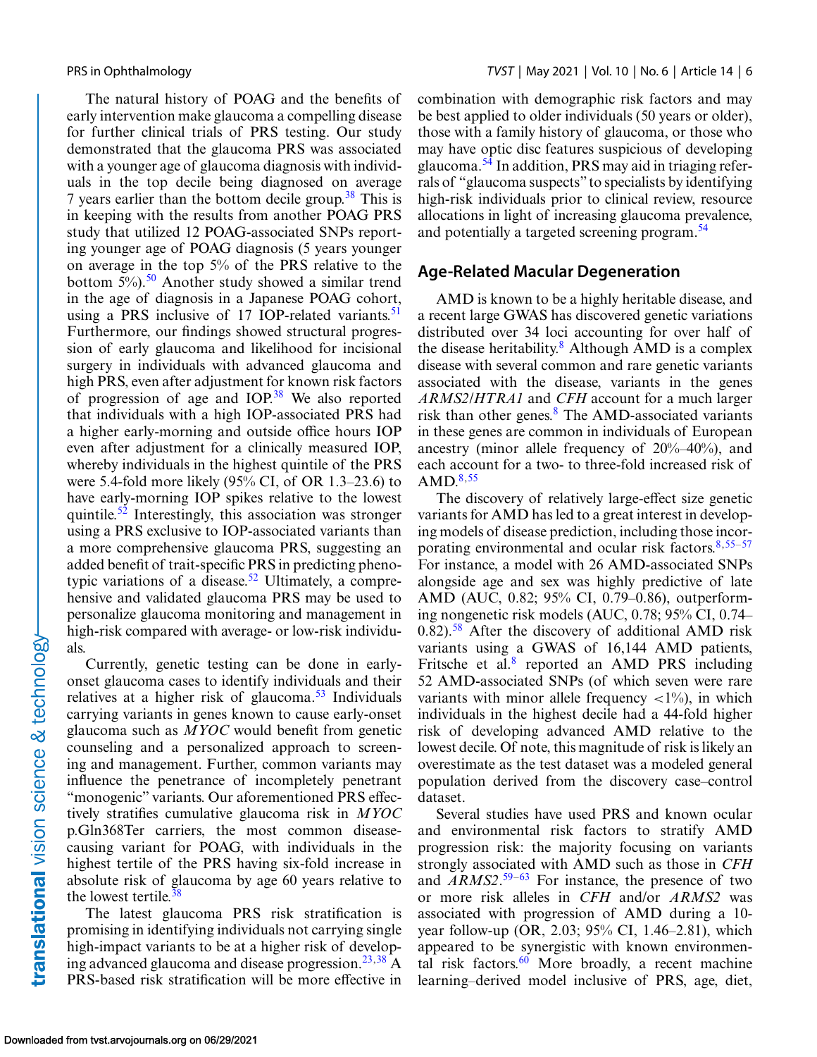The natural history of POAG and the benefits of early intervention make glaucoma a compelling disease for further clinical trials of PRS testing. Our study demonstrated that the glaucoma PRS was associated with a younger age of glaucoma diagnosis with individuals in the top decile being diagnosed on average 7 years earlier than the bottom decile group.[38] This is in keeping with the results from another POAG PRS study that utilized 12 POAG-associated SNPs reporting younger age of POAG diagnosis (5 years younger on average in the top 5% of the PRS relative to the bottom 5%).[50] Another study showed a similar trend in the age of diagnosis in a Japanese POAG cohort, using a PRS inclusive of 17 IOP-related variants.[51] Furthermore, our findings showed structural progression of early glaucoma and likelihood for incisional surgery in individuals with advanced glaucoma and high PRS, even after adjustment for known risk factors of progression of age and IOP.[38] We also reported that individuals with a high IOP-associated PRS had a higher early-morning and outside office hours IOP even after adjustment for a clinically measured IOP, whereby individuals in the highest quintile of the PRS were 5.4-fold more likely (95% CI, of OR 1.3–23.6) to have early-morning IOP spikes relative to the lowest quintile.[52] Interestingly, this association was stronger using a PRS exclusive to IOP-associated variants than a more comprehensive glaucoma PRS, suggesting an added benefit of trait-specific PRS in predicting phenotypic variations of a disease.[52] Ultimately, a comprehensive and validated glaucoma PRS may be used to personalize glaucoma monitoring and management in high-risk compared with average- or low-risk individuals.

Currently, genetic testing can be done in early-onset glaucoma cases to identify individuals and their relatives at a higher risk of glaucoma.[53] Individuals carrying variants in genes known to cause early-onset glaucoma such as *MYOC* would benefit from genetic counseling and a personalized approach to screening and management. Further, common variants may influence the penetrance of incompletely penetrant "monogenic" variants. Our aforementioned PRS effectively stratifies cumulative glaucoma risk in *MYOC* p.Gln368Ter carriers, the most common *MYOC*-causing variant for POAG, with individuals in the highest tertile of the PRS having six-fold increase in absolute risk of glaucoma by age 60 years relative to the lowest tertile.[38]

The latest glaucoma PRS risk stratification is promising in identifying individuals not carrying single high-impact variants to be at a higher risk of developing advanced glaucoma and disease progression.[23,38] A PRS-based risk stratification will be more effective in combination with demographic risk factors and may be best applied to older individuals (50 years or older), those with a family history of glaucoma, or those who may have optic disc features suspicious of developing glaucoma.[54] In addition, PRS may aid in triaging referrals of "glaucoma suspects" to specialists by identifying high-risk individuals prior to clinical review, resource allocations in light of increasing glaucoma prevalence, and potentially a targeted screening program.[54]

## Age-Related Macular Degeneration

AMD is known to be a highly heritable disease, and a recent large GWAS has discovered genetic variations distributed over 34 loci accounting for over half of the disease heritability.[8] Although AMD is a complex disease with several common and rare genetic variants associated with the disease, variants in the genes *ARMS2/HTRA1* and *CFH* account for a much larger risk than other genes.[8] The AMD-associated variants in these genes are common in individuals of European ancestry (minor allele frequency of 20%–40%), and each account for a two- to three-fold increased risk of AMD.[8,55]

The discovery of relatively large-effect size genetic variants for AMD has led to a great interest in developing models of disease prediction, including those incorporating environmental and ocular risk factors.[8,55–57] For instance, a model with 26 AMD-associated SNPs alongside age and sex was highly predictive of late AMD (AUC, 0.82; 95% CI, 0.79–0.86), outperforming nongenetic risk models (AUC, 0.78; 95% CI, 0.74–0.82).[58] After the discovery of additional AMD risk variants using a GWAS of 16,144 AMD patients, Fritsche et al.[8] reported an AMD PRS including 52 AMD-associated SNPs (of which seven were rare variants with minor allele frequency <1%), in which individuals in the highest decile had a 44-fold higher risk of developing advanced AMD relative to the lowest decile. Of note, this magnitude of risk is likely an overestimate as the test dataset was a modeled general population derived from the discovery case–control dataset.

Several studies have used PRS and known ocular and environmental risk factors to stratify AMD progression risk: the majority focusing on variants strongly associated with AMD such as those in *CFH* and *ARMS2*.[59–63] For instance, the presence of two or more risk alleles in *CFH* and/or *ARMS2* was associated with progression of AMD during a 10-year follow-up (OR, 2.03; 95% CI, 1.46–2.81), which appeared to be synergistic with known environmental risk factors.[60] More broadly, a recent machine learning–derived model inclusive of PRS, age, diet,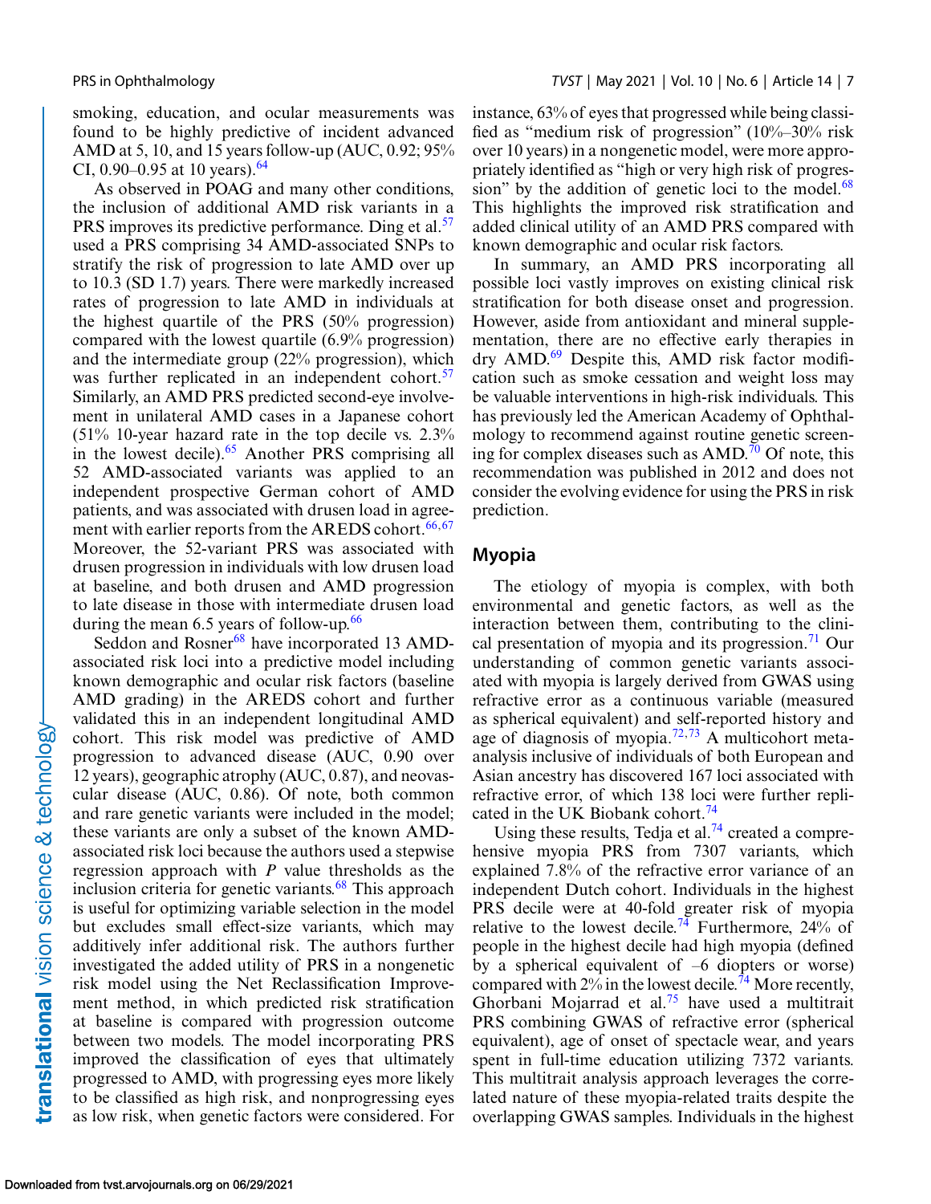smoking, education, and ocular measurements was found to be highly predictive of incident advanced AMD at 5, 10, and 15 years follow-up (AUC, 0.92; 95% CI, 0.90–0.95 at 10 years).[64]

As observed in POAG and many other conditions, the inclusion of additional AMD risk variants in a PRS improves its predictive performance. Ding et al.[57] used a PRS comprising 34 AMD-associated SNPs to stratify the risk of progression to late AMD over up to 10.3 (SD 1.7) years. There were markedly increased rates of progression to late AMD in individuals at the highest quartile of the PRS (50% progression) compared with the lowest quartile (6.9% progression) and the intermediate group (22% progression), which was further replicated in an independent cohort.[57] Similarly, an AMD PRS predicted second-eye involvement in unilateral AMD cases in a Japanese cohort (51% 10-year hazard rate in the top decile vs. 2.3% in the lowest decile).[65] Another PRS comprising all 52 AMD-associated variants was applied to an independent prospective German cohort of AMD patients, and was associated with drusen load in agreement with earlier reports from the AREDS cohort.[66,67] Moreover, the 52-variant PRS was associated with drusen progression in individuals with low drusen load at baseline, and both drusen and AMD progression to late disease in those with intermediate drusen load during the mean 6.5 years of follow-up.[66]

Seddon and Rosner[68] have incorporated 13 AMD-associated risk loci into a predictive model including known demographic and ocular risk factors (baseline AMD grading) in the AREDS cohort and further validated this in an independent longitudinal AMD cohort. This risk model was predictive of AMD progression to advanced disease (AUC, 0.90 over 12 years), geographic atrophy (AUC, 0.87), and neovascular disease (AUC, 0.86). Of note, both common and rare genetic variants were included in the model; these variants are only a subset of the known AMD-associated risk loci because the authors used a stepwise regression approach with *P* value thresholds as the inclusion criteria for genetic variants.[68] This approach is useful for optimizing variable selection in the model but excludes small effect-size variants, which may additively infer additional risk. The authors further investigated the added utility of PRS in a nongenetic risk model using the Net Reclassification Improvement method, in which predicted risk stratification at baseline is compared with progression outcome between two models. The model incorporating PRS improved the classification of eyes that ultimately progressed to AMD, with progressing eyes more likely to be classified as high risk, and nonprogressing eyes as low risk, when genetic factors were considered. For instance, 63% of eyes that progressed while being classified as "medium risk of progression" (10%–30% risk over 10 years) in a nongenetic model, were more appropriately identified as "high or very high risk of progression" by the addition of genetic loci to the model.[68] This highlights the improved risk stratification and added clinical utility of an AMD PRS compared with known demographic and ocular risk factors.

In summary, an AMD PRS incorporating all possible loci vastly improves on existing clinical risk stratification for both disease onset and progression. However, aside from antioxidant and mineral supplementation, there are no effective early therapies in dry AMD.[69] Despite this, AMD risk factor modification such as smoke cessation and weight loss may be valuable interventions in high-risk individuals. This has previously led the American Academy of Ophthalmology to recommend against routine genetic screening for complex diseases such as AMD.[70] Of note, this recommendation was published in 2012 and does not consider the evolving evidence for using the PRS in risk prediction.

## Myopia

The etiology of myopia is complex, with both environmental and genetic factors, as well as the interaction between them, contributing to the clinical presentation of myopia and its progression.[71] Our understanding of common genetic variants associated with myopia is largely derived from GWAS using refractive error as a continuous variable (measured as spherical equivalent) and self-reported history and age of diagnosis of myopia.[72,73] A multicohort meta-analysis inclusive of individuals of both European and Asian ancestry has discovered 167 loci associated with refractive error, of which 138 loci were further replicated in the UK Biobank cohort.[74]

Using these results, Tedja et al.[74] created a comprehensive myopia PRS from 7307 variants, which explained 7.8% of the refractive error variance of an independent Dutch cohort. Individuals in the highest PRS decile were at 40-fold greater risk of myopia relative to the lowest decile.[74] Furthermore, 24% of people in the highest decile had high myopia (defined by a spherical equivalent of –6 diopters or worse) compared with 2% in the lowest decile.[74] More recently, Ghorbani Mojarrad et al.[75] have used a multitrait PRS combining GWAS of refractive error (spherical equivalent), age of onset of spectacle wear, and years spent in full-time education utilizing 7372 variants. This multitrait analysis approach leverages the correlated nature of these myopia-related traits despite the overlapping GWAS samples. Individuals in the highest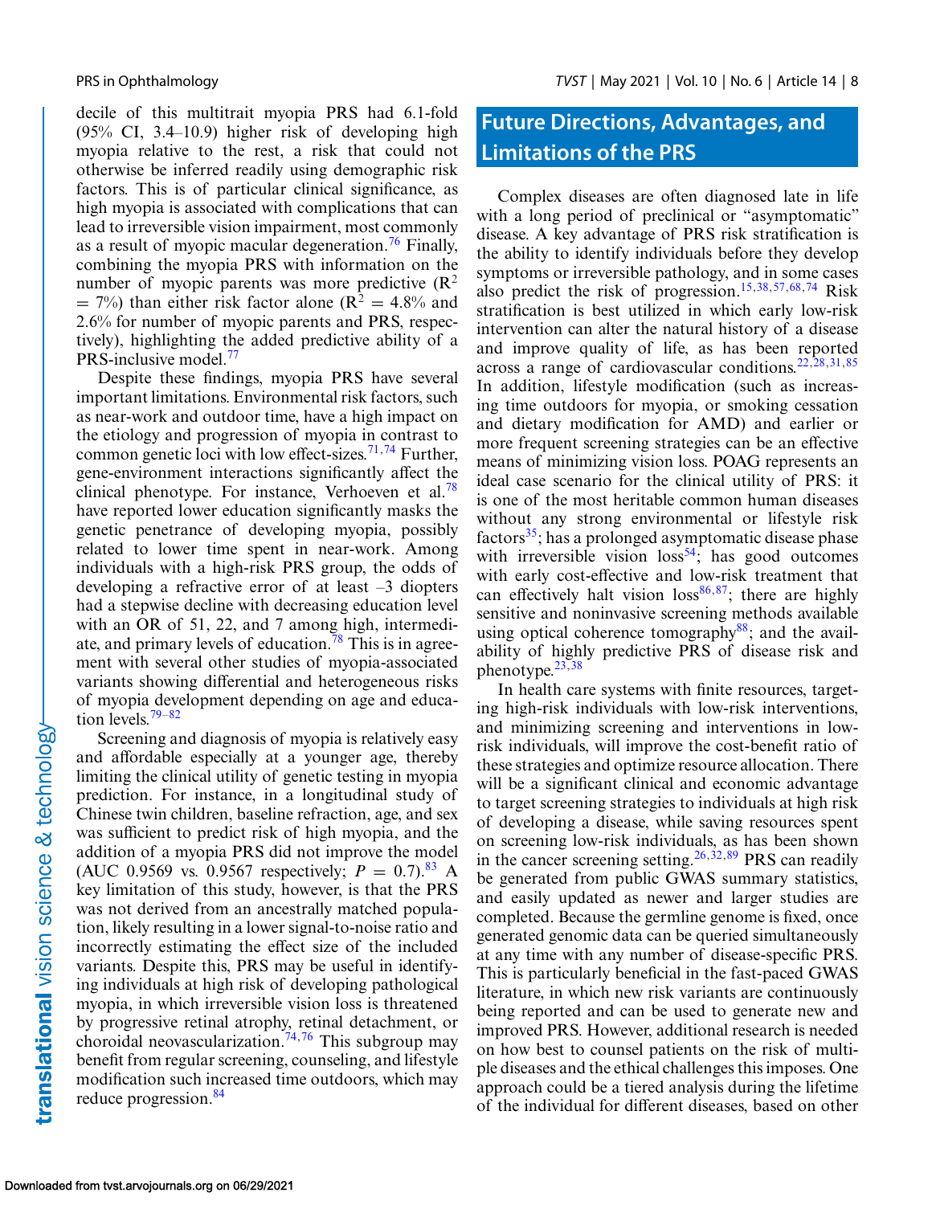decile of this multitrait myopia PRS had 6.1-fold (95% CI, 3.4–10.9) higher risk of developing high myopia relative to the rest, a risk that could not otherwise be inferred readily using demographic risk factors. This is of particular clinical significance, as high myopia is associated with complications that can lead to irreversible vision impairment, most commonly as a result of myopic macular degeneration.[76] Finally, combining the myopia PRS with information on the number of myopic parents was more predictive ($R^2 = 7\%$) than either risk factor alone ($R^2 = 4.8\%$ and 2.6% for number of myopic parents and PRS, respectively), highlighting the added predictive ability of a PRS-inclusive model.[77]

Despite these findings, myopia PRS have several important limitations. Environmental risk factors, such as near-work and outdoor time, have a high impact on the etiology and progression of myopia in contrast to common genetic loci with low effect-sizes.[71,74] Further, gene-environment interactions significantly affect the clinical phenotype. For instance, Verhoeven et al.[78] have reported lower education significantly masks the genetic penetrance of developing myopia, possibly related to lower time spent in near-work. Among individuals with a high-risk PRS group, the odds of developing a refractive error of at least –3 diopters had a stepwise decline with decreasing education level with an OR of 51, 22, and 7 among high, intermediate, and primary levels of education.[78] This is in agreement with several other studies of myopia-associated variants showing differential and heterogeneous risks of myopia development depending on age and education levels.[79–82]

Screening and diagnosis of myopia is relatively easy and affordable especially at a younger age, thereby limiting the clinical utility of genetic testing in myopia prediction. For instance, in a longitudinal study of Chinese twin children, baseline refraction, age, and sex was sufficient to predict risk of high myopia, and the addition of a myopia PRS did not improve the model (AUC 0.9569 vs. 0.9567 respectively; $P = 0.7$).[83] A key limitation of this study, however, is that the PRS was not derived from an ancestrally matched population, likely resulting in a lower signal-to-noise ratio and incorrectly estimating the effect size of the included variants. Despite this, PRS may be useful in identifying individuals at high risk of developing pathological myopia, in which irreversible vision loss is threatened by progressive retinal atrophy, retinal detachment, or choroidal neovascularization.[74,76] This subgroup may benefit from regular screening, counseling, and lifestyle modification such increased time outdoors, which may reduce progression.[84]

## Future Directions, Advantages, and Limitations of the PRS

Complex diseases are often diagnosed late in life with a long period of preclinical or "asymptomatic" disease. A key advantage of PRS risk stratification is the ability to identify individuals before they develop symptoms or irreversible pathology, and in some cases also predict the risk of progression.[15,38,57,68,74] Risk stratification is best utilized in which early low-risk intervention can alter the natural history of a disease and improve quality of life, as has been reported across a range of cardiovascular conditions.[22,28,31,85] In addition, lifestyle modification (such as increasing time outdoors for myopia, or smoking cessation and dietary modification for AMD) and earlier or more frequent screening strategies can be an effective means of minimizing vision loss. POAG represents an ideal case scenario for the clinical utility of PRS: it is one of the most heritable common human diseases without any strong environmental or lifestyle risk factors[35]; has a prolonged asymptomatic disease phase with irreversible vision loss[54]; has good outcomes with early cost-effective and low-risk treatment that can effectively halt vision loss[86,87]; there are highly sensitive and noninvasive screening methods available using optical coherence tomography[88]; and the availability of highly predictive PRS of disease risk and phenotype.[23,38]

In health care systems with finite resources, targeting high-risk individuals with low-risk interventions, and minimizing screening and interventions in low-risk individuals, will improve the cost-benefit ratio of these strategies and optimize resource allocation. There will be a significant clinical and economic advantage to target screening strategies to individuals at high risk of developing a disease, while saving resources spent on screening low-risk individuals, as has been shown in the cancer screening setting.[26,32,89] PRS can readily be generated from public GWAS summary statistics, and easily updated as newer and larger studies are completed. Because the germline genome is fixed, once generated genomic data can be queried simultaneously at any time with any number of disease-specific PRS. This is particularly beneficial in the fast-paced GWAS literature, in which new risk variants are continuously being reported and can be used to generate new and improved PRS. However, additional research is needed on how best to counsel patients on the risk of multiple diseases and the ethical challenges this imposes. One approach could be a tiered analysis during the lifetime of the individual for different diseases, based on other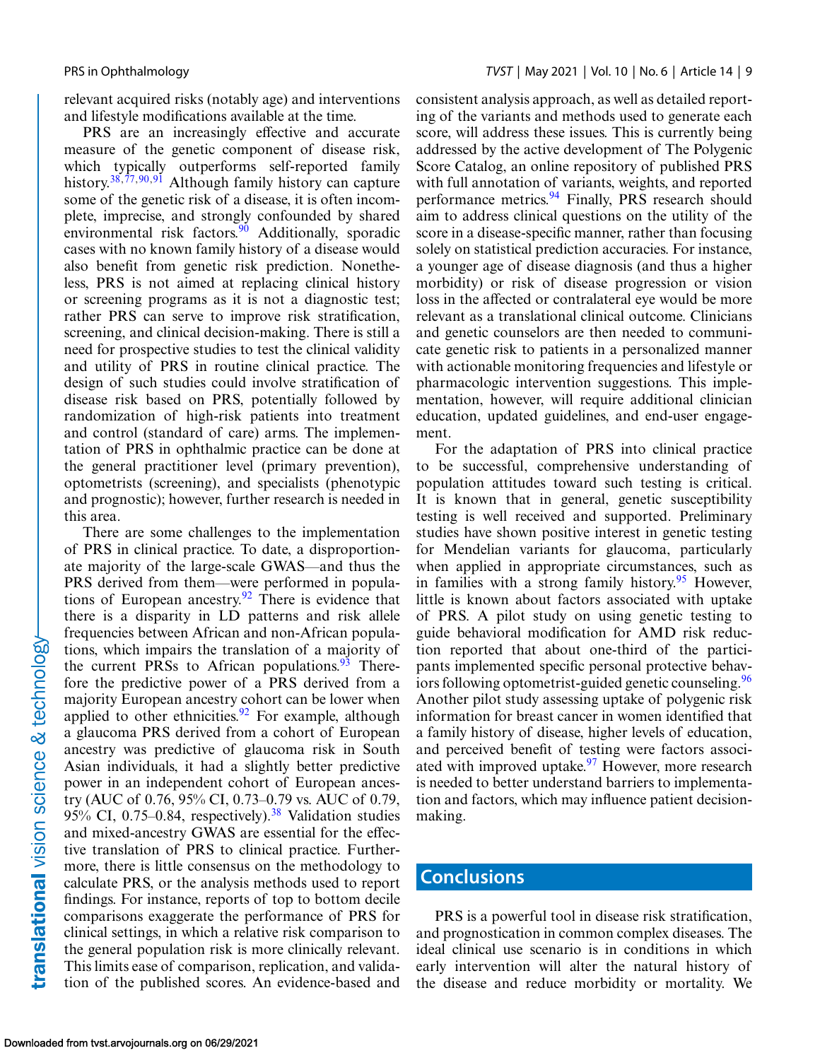relevant acquired risks (notably age) and interventions and lifestyle modifications available at the time.

PRS are an increasingly effective and accurate measure of the genetic component of disease risk, which typically outperforms self-reported family history.[38,77,90,91] Although family history can capture some of the genetic risk of a disease, it is often incomplete, imprecise, and strongly confounded by shared environmental risk factors.[90] Additionally, sporadic cases with no known family history of a disease would also benefit from genetic risk prediction. Nonetheless, PRS is not aimed at replacing clinical history or screening programs as it is not a diagnostic test; rather PRS can serve to improve risk stratification, screening, and clinical decision-making. There is still a need for prospective studies to test the clinical validity and utility of PRS in routine clinical practice. The design of such studies could involve stratification of disease risk based on PRS, potentially followed by randomization of high-risk patients into treatment and control (standard of care) arms. The implementation of PRS in ophthalmic practice can be done at the general practitioner level (primary prevention), optometrists (screening), and specialists (phenotypic and prognostic); however, further research is needed in this area.

There are some challenges to the implementation of PRS in clinical practice. To date, a disproportionate majority of the large-scale GWAS—and thus the PRS derived from them—were performed in populations of European ancestry.[92] There is evidence that there is a disparity in LD patterns and risk allele frequencies between African and non-African populations, which impairs the translation of a majority of the current PRSs to African populations.[93] Therefore the predictive power of a PRS derived from a majority European ancestry cohort can be lower when applied to other ethnicities.[92] For example, although a glaucoma PRS derived from a cohort of European ancestry was predictive of glaucoma risk in South Asian individuals, it had a slightly better predictive power in an independent cohort of European ancestry (AUC of 0.76, 95% CI, 0.73–0.79 vs. AUC of 0.79, 95% CI, 0.75–0.84, respectively).[38] Validation studies and mixed-ancestry GWAS are essential for the effective translation of PRS to clinical practice. Furthermore, there is little consensus on the methodology to calculate PRS, or the analysis methods used to report findings. For instance, reports of top to bottom decile comparisons exaggerate the performance of PRS for clinical settings, in which a relative risk comparison to the general population risk is more clinically relevant. This limits ease of comparison, replication, and validation of the published scores. An evidence-based and consistent analysis approach, as well as detailed reporting of the variants and methods used to generate each score, will address these issues. This is currently being addressed by the active development of The Polygenic Score Catalog, an online repository of published PRS with full annotation of variants, weights, and reported performance metrics.[94] Finally, PRS research should aim to address clinical questions on the utility of the score in a disease-specific manner, rather than focusing solely on statistical prediction accuracies. For instance, a younger age of disease diagnosis (and thus a higher morbidity) or risk of disease progression or vision loss in the affected or contralateral eye would be more relevant as a translational clinical outcome. Clinicians and genetic counselors are then needed to communicate genetic risk to patients in a personalized manner with actionable monitoring frequencies and lifestyle or pharmacologic intervention suggestions. This implementation, however, will require additional clinician education, updated guidelines, and end-user engagement.

For the adaptation of PRS into clinical practice to be successful, comprehensive understanding of population attitudes toward such testing is critical. It is known that in general, genetic susceptibility testing is well received and supported. Preliminary studies have shown positive interest in genetic testing for Mendelian variants for glaucoma, particularly when applied in appropriate circumstances, such as in families with a strong family history.[95] However, little is known about factors associated with uptake of PRS. A pilot study on using genetic testing to guide behavioral modification for AMD risk reduction reported that about one-third of the participants implemented specific personal protective behaviors following optometrist-guided genetic counseling.[96] Another pilot study assessing uptake of polygenic risk information for breast cancer in women identified that a family history of disease, higher levels of education, and perceived benefit of testing were factors associated with improved uptake.[97] However, more research is needed to better understand barriers to implementation and factors, which may influence patient decision-making.

## Conclusions

PRS is a powerful tool in disease risk stratification, and prognostication in common complex diseases. The ideal clinical use scenario is in conditions in which early intervention will alter the natural history of the disease and reduce morbidity or mortality. We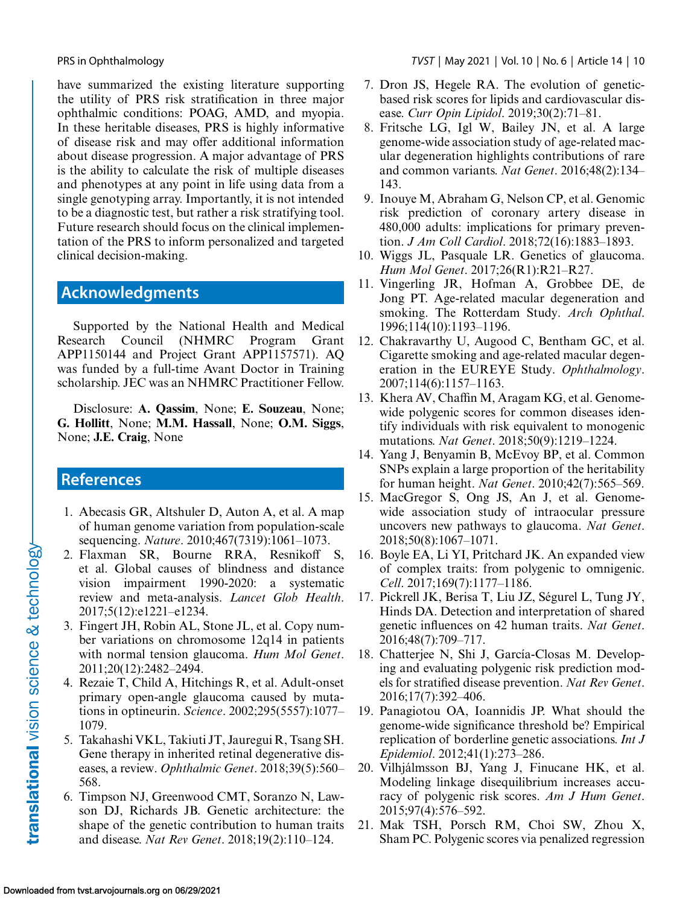have summarized the existing literature supporting the utility of PRS risk stratification in three major ophthalmic conditions: POAG, AMD, and myopia. In these heritable diseases, PRS is highly informative of disease risk and may offer additional information about disease progression. A major advantage of PRS is the ability to calculate the risk of multiple diseases and phenotypes at any point in life using data from a single genotyping array. Importantly, it is not intended to be a diagnostic test, but rather a risk stratifying tool. Future research should focus on the clinical implementation of the PRS to inform personalized and targeted clinical decision-making.

## Acknowledgments

Supported by the National Health and Medical Research Council (NHMRC Program Grant APP1150144 and Project Grant APP1157571). AQ was funded by a full-time Avant Doctor in Training scholarship. JEC was an NHMRC Practitioner Fellow.

Disclosure: **A. Qassim**, None; **E. Souzeau**, None; **G. Hollitt**, None; **M.M. Hassall**, None; **O.M. Siggs**, None; **J.E. Craig**, None

## References

1. Abecasis GR, Altshuler D, Auton A, et al. A map of human genome variation from population-scale sequencing. *Nature*. 2010;467(7319):1061–1073.
2. Flaxman SR, Bourne RRA, Resnikoff S, et al. Global causes of blindness and distance vision impairment 1990-2020: a systematic review and meta-analysis. *Lancet Glob Health*. 2017;5(12):e1221–e1234.
3. Fingert JH, Robin AL, Stone JL, et al. Copy number variations on chromosome 12q14 in patients with normal tension glaucoma. *Hum Mol Genet*. 2011;20(12):2482–2494.
4. Rezaie T, Child A, Hitchings R, et al. Adult-onset primary open-angle glaucoma caused by mutations in optineurin. *Science*. 2002;295(5557):1077–1079.
5. Takahashi VKL, Takiuti JT, Jauregui R, Tsang SH. Gene therapy in inherited retinal degenerative diseases, a review. *Ophthalmic Genet*. 2018;39(5):560–568.
6. Timpson NJ, Greenwood CMT, Soranzo N, Lawson DJ, Richards JB. Genetic architecture: the shape of the genetic contribution to human traits and disease. *Nat Rev Genet*. 2018;19(2):110–124.
7. Dron JS, Hegele RA. The evolution of genetic-based risk scores for lipids and cardiovascular disease. *Curr Opin Lipidol*. 2019;30(2):71–81.
8. Fritsche LG, Igl W, Bailey JN, et al. A large genome-wide association study of age-related macular degeneration highlights contributions of rare and common variants. *Nat Genet*. 2016;48(2):134–143.
9. Inouye M, Abraham G, Nelson CP, et al. Genomic risk prediction of coronary artery disease in 480,000 adults: implications for primary prevention. *J Am Coll Cardiol*. 2018;72(16):1883–1893.
10. Wiggs JL, Pasquale LR. Genetics of glaucoma. *Hum Mol Genet*. 2017;26(R1):R21–R27.
11. Vingerling JR, Hofman A, Grobbee DE, de Jong PT. Age-related macular degeneration and smoking. The Rotterdam Study. *Arch Ophthal*. 1996;114(10):1193–1196.
12. Chakravarthy U, Augood C, Bentham GC, et al. Cigarette smoking and age-related macular degeneration in the EUREYE Study. *Ophthalmology*. 2007;114(6):1157–1163.
13. Khera AV, Chaffin M, Aragam KG, et al. Genome-wide polygenic scores for common diseases identify individuals with risk equivalent to monogenic mutations. *Nat Genet*. 2018;50(9):1219–1224.
14. Yang J, Benyamin B, McEvoy BP, et al. Common SNPs explain a large proportion of the heritability for human height. *Nat Genet*. 2010;42(7):565–569.
15. MacGregor S, Ong JS, An J, et al. Genome-wide association study of intraocular pressure uncovers new pathways to glaucoma. *Nat Genet*. 2018;50(8):1067–1071.
16. Boyle EA, Li YI, Pritchard JK. An expanded view of complex traits: from polygenic to omnigenic. *Cell*. 2017;169(7):1177–1186.
17. Pickrell JK, Berisa T, Liu JZ, Ségurel L, Tung JY, Hinds DA. Detection and interpretation of shared genetic influences on 42 human traits. *Nat Genet*. 2016;48(7):709–717.
18. Chatterjee N, Shi J, García-Closas M. Developing and evaluating polygenic risk prediction models for stratified disease prevention. *Nat Rev Genet*. 2016;17(7):392–406.
19. Panagiotou OA, Ioannidis JP. What should the genome-wide significance threshold be? Empirical replication of borderline genetic associations. *Int J Epidemiol*. 2012;41(1):273–286.
20. Vilhjálmsson BJ, Yang J, Finucane HK, et al. Modeling linkage disequilibrium increases accuracy of polygenic risk scores. *Am J Hum Genet*. 2015;97(4):576–592.
21. Mak TSH, Porsch RM, Choi SW, Zhou X, Sham PC. Polygenic scores via penalized regression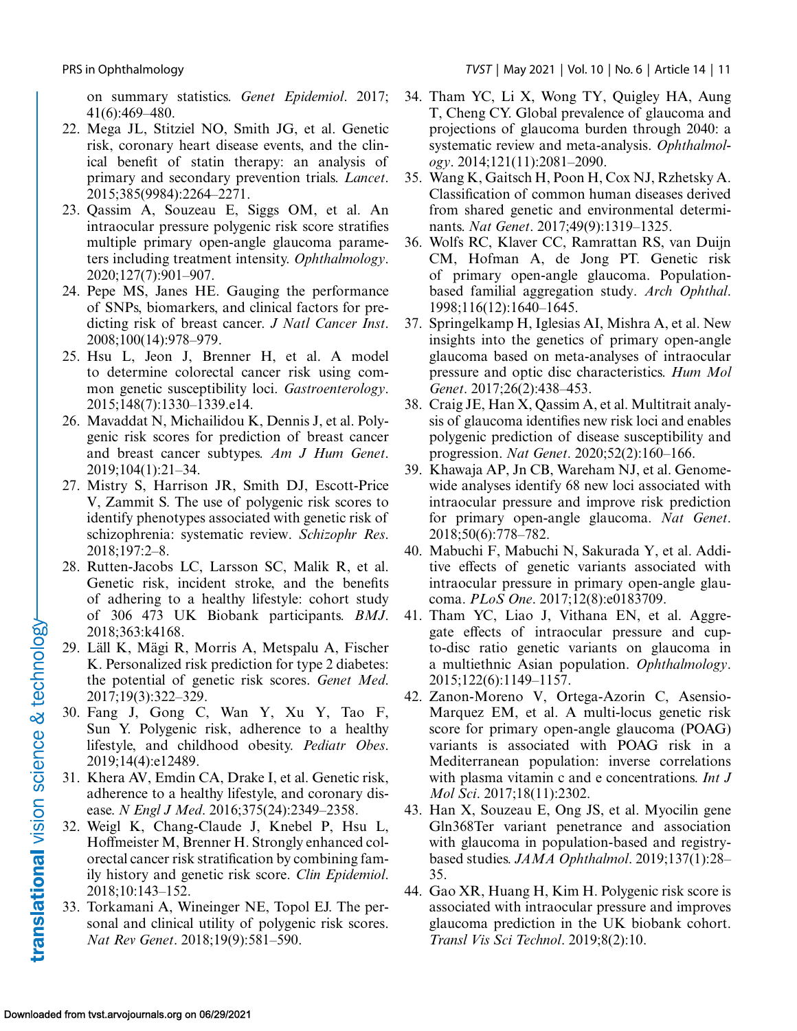on summary statistics. *Genet Epidemiol*. 2017; 41(6):469–480.

22. Mega JL, Stitziel NO, Smith JG, et al. Genetic risk, coronary heart disease events, and the clinical benefit of statin therapy: an analysis of primary and secondary prevention trials. *Lancet*. 2015;385(9984):2264–2271.
23. Qassim A, Souzeau E, Siggs OM, et al. An intraocular pressure polygenic risk score stratifies multiple primary open-angle glaucoma parameters including treatment intensity. *Ophthalmology*. 2020;127(7):901–907.
24. Pepe MS, Janes HE. Gauging the performance of SNPs, biomarkers, and clinical factors for predicting risk of breast cancer. *J Natl Cancer Inst*. 2008;100(14):978–979.
25. Hsu L, Jeon J, Brenner H, et al. A model to determine colorectal cancer risk using common genetic susceptibility loci. *Gastroenterology*. 2015;148(7):1330–1339.e14.
26. Mavaddat N, Michailidou K, Dennis J, et al. Polygenic risk scores for prediction of breast cancer and breast cancer subtypes. *Am J Hum Genet*. 2019;104(1):21–34.
27. Mistry S, Harrison JR, Smith DJ, Escott-Price V, Zammit S. The use of polygenic risk scores to identify phenotypes associated with genetic risk of schizophrenia: systematic review. *Schizophr Res*. 2018;197:2–8.
28. Rutten-Jacobs LC, Larsson SC, Malik R, et al. Genetic risk, incident stroke, and the benefits of adhering to a healthy lifestyle: cohort study of 306 473 UK Biobank participants. *BMJ*. 2018;363:k4168.
29. Läll K, Mägi R, Morris A, Metspalu A, Fischer K. Personalized risk prediction for type 2 diabetes: the potential of genetic risk scores. *Genet Med*. 2017;19(3):322–329.
30. Fang J, Gong C, Wan Y, Xu Y, Tao F, Sun Y. Polygenic risk, adherence to a healthy lifestyle, and childhood obesity. *Pediatr Obes*. 2019;14(4):e12489.
31. Khera AV, Emdin CA, Drake I, et al. Genetic risk, adherence to a healthy lifestyle, and coronary disease. *N Engl J Med*. 2016;375(24):2349–2358.
32. Weigl K, Chang-Claude J, Knebel P, Hsu L, Hoffmeister M, Brenner H. Strongly enhanced colorectal cancer risk stratification by combining family history and genetic risk score. *Clin Epidemiol*. 2018;10:143–152.
33. Torkamani A, Wineinger NE, Topol EJ. The personal and clinical utility of polygenic risk scores. *Nat Rev Genet*. 2018;19(9):581–590.
34. Tham YC, Li X, Wong TY, Quigley HA, Aung T, Cheng CY. Global prevalence of glaucoma and projections of glaucoma burden through 2040: a systematic review and meta-analysis. *Ophthalmology*. 2014;121(11):2081–2090.
35. Wang K, Gaitsch H, Poon H, Cox NJ, Rzhetsky A. Classification of common human diseases derived from shared genetic and environmental determinants. *Nat Genet*. 2017;49(9):1319–1325.
36. Wolfs RC, Klaver CC, Ramrattan RS, van Duijn CM, Hofman A, de Jong PT. Genetic risk of primary open-angle glaucoma. Population-based familial aggregation study. *Arch Ophthal*. 1998;116(12):1640–1645.
37. Springelkamp H, Iglesias AI, Mishra A, et al. New insights into the genetics of primary open-angle glaucoma based on meta-analyses of intraocular pressure and optic disc characteristics. *Hum Mol Genet*. 2017;26(2):438–453.
38. Craig JE, Han X, Qassim A, et al. Multitrait analysis of glaucoma identifies new risk loci and enables polygenic prediction of disease susceptibility and progression. *Nat Genet*. 2020;52(2):160–166.
39. Khawaja AP, Jn CB, Wareham NJ, et al. Genome-wide analyses identify 68 new loci associated with intraocular pressure and improve risk prediction for primary open-angle glaucoma. *Nat Genet*. 2018;50(6):778–782.
40. Mabuchi F, Mabuchi N, Sakurada Y, et al. Additive effects of genetic variants associated with intraocular pressure in primary open-angle glaucoma. *PLoS One*. 2017;12(8):e0183709.
41. Tham YC, Liao J, Vithana EN, et al. Aggregate effects of intraocular pressure and cup-to-disc ratio genetic variants on glaucoma in a multiethnic Asian population. *Ophthalmology*. 2015;122(6):1149–1157.
42. Zanon-Moreno V, Ortega-Azorin C, Asensio-Marquez EM, et al. A multi-locus genetic risk score for primary open-angle glaucoma (POAG) variants is associated with POAG risk in a Mediterranean population: inverse correlations with plasma vitamin c and e concentrations. *Int J Mol Sci*. 2017;18(11):2302.
43. Han X, Souzeau E, Ong JS, et al. Myocilin gene Gln368Ter variant penetrance and association with glaucoma in population-based and registry-based studies. *JAMA Ophthalmol*. 2019;137(1):28–35.
44. Gao XR, Huang H, Kim H. Polygenic risk score is associated with intraocular pressure and improves glaucoma prediction in the UK biobank cohort. *Transl Vis Sci Technol*. 2019;8(2):10.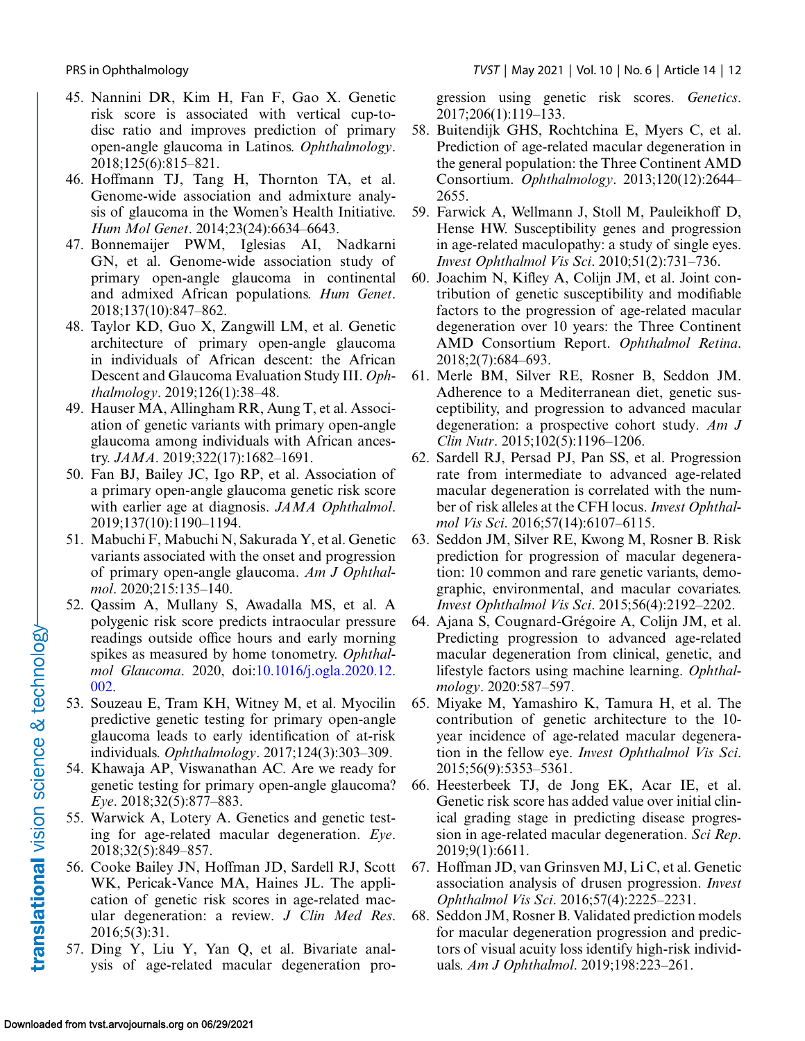45. Nannini DR, Kim H, Fan F, Gao X. Genetic risk score is associated with vertical cup-to-disc ratio and improves prediction of primary open-angle glaucoma in Latinos. *Ophthalmology*. 2018;125(6):815–821.
46. Hoffmann TJ, Tang H, Thornton TA, et al. Genome-wide association and admixture analysis of glaucoma in the Women's Health Initiative. *Hum Mol Genet*. 2014;23(24):6634–6643.
47. Bonnemaijer PWM, Iglesias AI, Nadkarni GN, et al. Genome-wide association study of primary open-angle glaucoma in continental and admixed African populations. *Hum Genet*. 2018;137(10):847–862.
48. Taylor KD, Guo X, Zangwill LM, et al. Genetic architecture of primary open-angle glaucoma in individuals of African descent: the African Descent and Glaucoma Evaluation Study III. *Ophthalmology*. 2019;126(1):38–48.
49. Hauser MA, Allingham RR, Aung T, et al. Association of genetic variants with primary open-angle glaucoma among individuals with African ancestry. *JAMA*. 2019;322(17):1682–1691.
50. Fan BJ, Bailey JC, Igo RP, et al. Association of a primary open-angle glaucoma genetic risk score with earlier age at diagnosis. *JAMA Ophthalmol*. 2019;137(10):1190–1194.
51. Mabuchi F, Mabuchi N, Sakurada Y, et al. Genetic variants associated with the onset and progression of primary open-angle glaucoma. *Am J Ophthalmol*. 2020;215:135–140.
52. Qassim A, Mullany S, Awadalla MS, et al. A polygenic risk score predicts intraocular pressure readings outside office hours and early morning spikes as measured by home tonometry. *Ophthalmol Glaucoma*. 2020, doi:10.1016/j.ogla.2020.12.002.
53. Souzeau E, Tram KH, Witney M, et al. Myocilin predictive genetic testing for primary open-angle glaucoma leads to early identification of at-risk individuals. *Ophthalmology*. 2017;124(3):303–309.
54. Khawaja AP, Viswanathan AC. Are we ready for genetic testing for primary open-angle glaucoma? *Eye*. 2018;32(5):877–883.
55. Warwick A, Lotery A. Genetics and genetic testing for age-related macular degeneration. *Eye*. 2018;32(5):849–857.
56. Cooke Bailey JN, Hoffman JD, Sardell RJ, Scott WK, Pericak-Vance MA, Haines JL. The application of genetic risk scores in age-related macular degeneration: a review. *J Clin Med Res*. 2016;5(3):31.
57. Ding Y, Liu Y, Yan Q, et al. Bivariate analysis of age-related macular degeneration progression using genetic risk scores. *Genetics*. 2017;206(1):119–133.
58. Buitendijk GHS, Rochtchina E, Myers C, et al. Prediction of age-related macular degeneration in the general population: the Three Continent AMD Consortium. *Ophthalmology*. 2013;120(12):2644–2655.
59. Farwick A, Wellmann J, Stoll M, Pauleikhoff D, Hense HW. Susceptibility genes and progression in age-related maculopathy: a study of single eyes. *Invest Ophthalmol Vis Sci*. 2010;51(2):731–736.
60. Joachim N, Kifley A, Colijn JM, et al. Joint contribution of genetic susceptibility and modifiable factors to the progression of age-related macular degeneration over 10 years: the Three Continent AMD Consortium Report. *Ophthalmol Retina*. 2018;2(7):684–693.
61. Merle BM, Silver RE, Rosner B, Seddon JM. Adherence to a Mediterranean diet, genetic susceptibility, and progression to advanced macular degeneration: a prospective cohort study. *Am J Clin Nutr*. 2015;102(5):1196–1206.
62. Sardell RJ, Persad PJ, Pan SS, et al. Progression rate from intermediate to advanced age-related macular degeneration is correlated with the number of risk alleles at the CFH locus. *Invest Ophthalmol Vis Sci*. 2016;57(14):6107–6115.
63. Seddon JM, Silver RE, Kwong M, Rosner B. Risk prediction for progression of macular degeneration: 10 common and rare genetic variants, demographic, environmental, and macular covariates. *Invest Ophthalmol Vis Sci*. 2015;56(4):2192–2202.
64. Ajana S, Cougnard-Grégoire A, Colijn JM, et al. Predicting progression to advanced age-related macular degeneration from clinical, genetic, and lifestyle factors using machine learning. *Ophthalmology*. 2020:587–597.
65. Miyake M, Yamashiro K, Tamura H, et al. The contribution of genetic architecture to the 10-year incidence of age-related macular degeneration in the fellow eye. *Invest Ophthalmol Vis Sci*. 2015;56(9):5353–5361.
66. Heesterbeek TJ, de Jong EK, Acar IE, et al. Genetic risk score has added value over initial clinical grading stage in predicting disease progression in age-related macular degeneration. *Sci Rep*. 2019;9(1):6611.
67. Hoffman JD, van Grinsven MJ, Li C, et al. Genetic association analysis of drusen progression. *Invest Ophthalmol Vis Sci*. 2016;57(4):2225–2231.
68. Seddon JM, Rosner B. Validated prediction models for macular degeneration progression and predictors of visual acuity loss identify high-risk individuals. *Am J Ophthalmol*. 2019;198:223–261.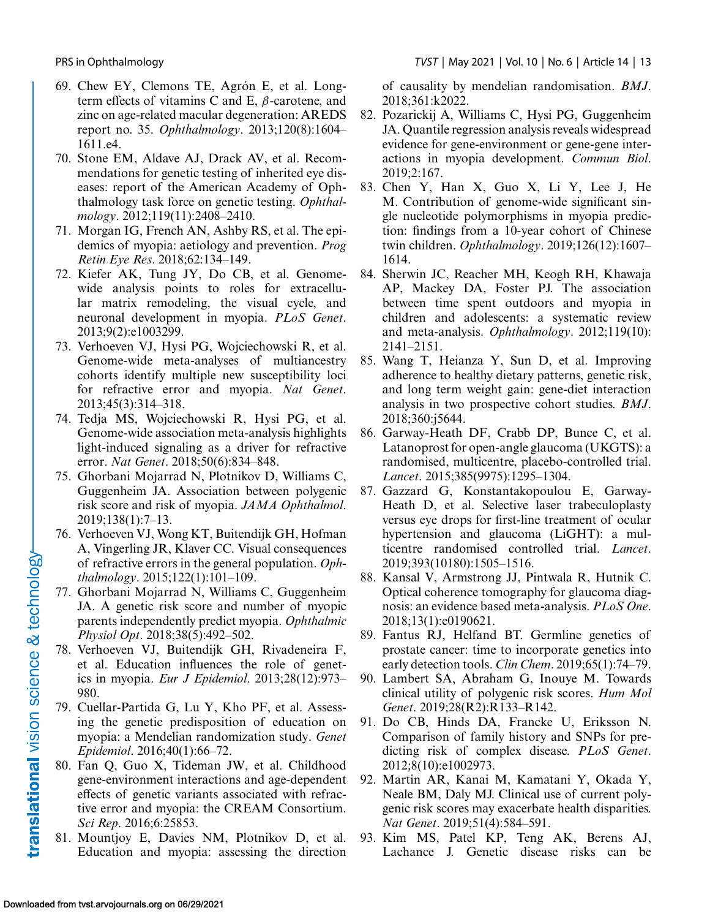69. Chew EY, Clemons TE, Agrón E, et al. Long-term effects of vitamins C and E, β-carotene, and zinc on age-related macular degeneration: AREDS report no. 35. *Ophthalmology*. 2013;120(8):1604–1611.e4.
70. Stone EM, Aldave AJ, Drack AV, et al. Recommendations for genetic testing of inherited eye diseases: report of the American Academy of Ophthalmology task force on genetic testing. *Ophthalmology*. 2012;119(11):2408–2410.
71. Morgan IG, French AN, Ashby RS, et al. The epidemics of myopia: aetiology and prevention. *Prog Retin Eye Res*. 2018;62:134–149.
72. Kiefer AK, Tung JY, Do CB, et al. Genome-wide analysis points to roles for extracellular matrix remodeling, the visual cycle, and neuronal development in myopia. *PLoS Genet*. 2013;9(2):e1003299.
73. Verhoeven VJ, Hysi PG, Wojciechowski R, et al. Genome-wide meta-analyses of multiancestry cohorts identify multiple new susceptibility loci for refractive error and myopia. *Nat Genet*. 2013;45(3):314–318.
74. Tedja MS, Wojciechowski R, Hysi PG, et al. Genome-wide association meta-analysis highlights light-induced signaling as a driver for refractive error. *Nat Genet*. 2018;50(6):834–848.
75. Ghorbani Mojarrad N, Plotnikov D, Williams C, Guggenheim JA. Association between polygenic risk score and risk of myopia. *JAMA Ophthalmol*. 2019;138(1):7–13.
76. Verhoeven VJ, Wong KT, Buitendijk GH, Hofman A, Vingerling JR, Klaver CC. Visual consequences of refractive errors in the general population. *Ophthalmology*. 2015;122(1):101–109.
77. Ghorbani Mojarrad N, Williams C, Guggenheim JA. A genetic risk score and number of myopic parents independently predict myopia. *Ophthalmic Physiol Opt*. 2018;38(5):492–502.
78. Verhoeven VJ, Buitendijk GH, Rivadeneira F, et al. Education influences the role of genetics in myopia. *Eur J Epidemiol*. 2013;28(12):973–980.
79. Cuellar-Partida G, Lu Y, Kho PF, et al. Assessing the genetic predisposition of education on myopia: a Mendelian randomization study. *Genet Epidemiol*. 2016;40(1):66–72.
80. Fan Q, Guo X, Tideman JW, et al. Childhood gene-environment interactions and age-dependent effects of genetic variants associated with refractive error and myopia: the CREAM Consortium. *Sci Rep*. 2016;6:25853.
81. Mountjoy E, Davies NM, Plotnikov D, et al. Education and myopia: assessing the direction of causality by mendelian randomisation. *BMJ*. 2018;361:k2022.
82. Pozarickij A, Williams C, Hysi PG, Guggenheim JA. Quantile regression analysis reveals widespread evidence for gene-environment or gene-gene interactions in myopia development. *Commun Biol*. 2019;2:167.
83. Chen Y, Han X, Guo X, Li Y, Lee J, He M. Contribution of genome-wide significant single nucleotide polymorphisms in myopia prediction: findings from a 10-year cohort of Chinese twin children. *Ophthalmology*. 2019;126(12):1607–1614.
84. Sherwin JC, Reacher MH, Keogh RH, Khawaja AP, Mackey DA, Foster PJ. The association between time spent outdoors and myopia in children and adolescents: a systematic review and meta-analysis. *Ophthalmology*. 2012;119(10):2141–2151.
85. Wang T, Heianza Y, Sun D, et al. Improving adherence to healthy dietary patterns, genetic risk, and long term weight gain: gene-diet interaction analysis in two prospective cohort studies. *BMJ*. 2018;360:j5644.
86. Garway-Heath DF, Crabb DP, Bunce C, et al. Latanoprost for open-angle glaucoma (UKGTS): a randomised, multicentre, placebo-controlled trial. *Lancet*. 2015;385(9975):1295–1304.
87. Gazzard G, Konstantakopoulou E, Garway-Heath D, et al. Selective laser trabeculoplasty versus eye drops for first-line treatment of ocular hypertension and glaucoma (LiGHT): a multicentre randomised controlled trial. *Lancet*. 2019;393(10180):1505–1516.
88. Kansal V, Armstrong JJ, Pintwala R, Hutnik C. Optical coherence tomography for glaucoma diagnosis: an evidence based meta-analysis. *PLoS One*. 2018;13(1):e0190621.
89. Fantus RJ, Helfand BT. Germline genetics of prostate cancer: time to incorporate genetics into early detection tools. *Clin Chem*. 2019;65(1):74–79.
90. Lambert SA, Abraham G, Inouye M. Towards clinical utility of polygenic risk scores. *Hum Mol Genet*. 2019;28(R2):R133–R142.
91. Do CB, Hinds DA, Francke U, Eriksson N. Comparison of family history and SNPs for predicting risk of complex disease. *PLoS Genet*. 2012;8(10):e1002973.
92. Martin AR, Kanai M, Kamatani Y, Okada Y, Neale BM, Daly MJ. Clinical use of current polygenic risk scores may exacerbate health disparities. *Nat Genet*. 2019;51(4):584–591.
93. Kim MS, Patel KP, Teng AK, Berens AJ, Lachance J. Genetic disease risks can be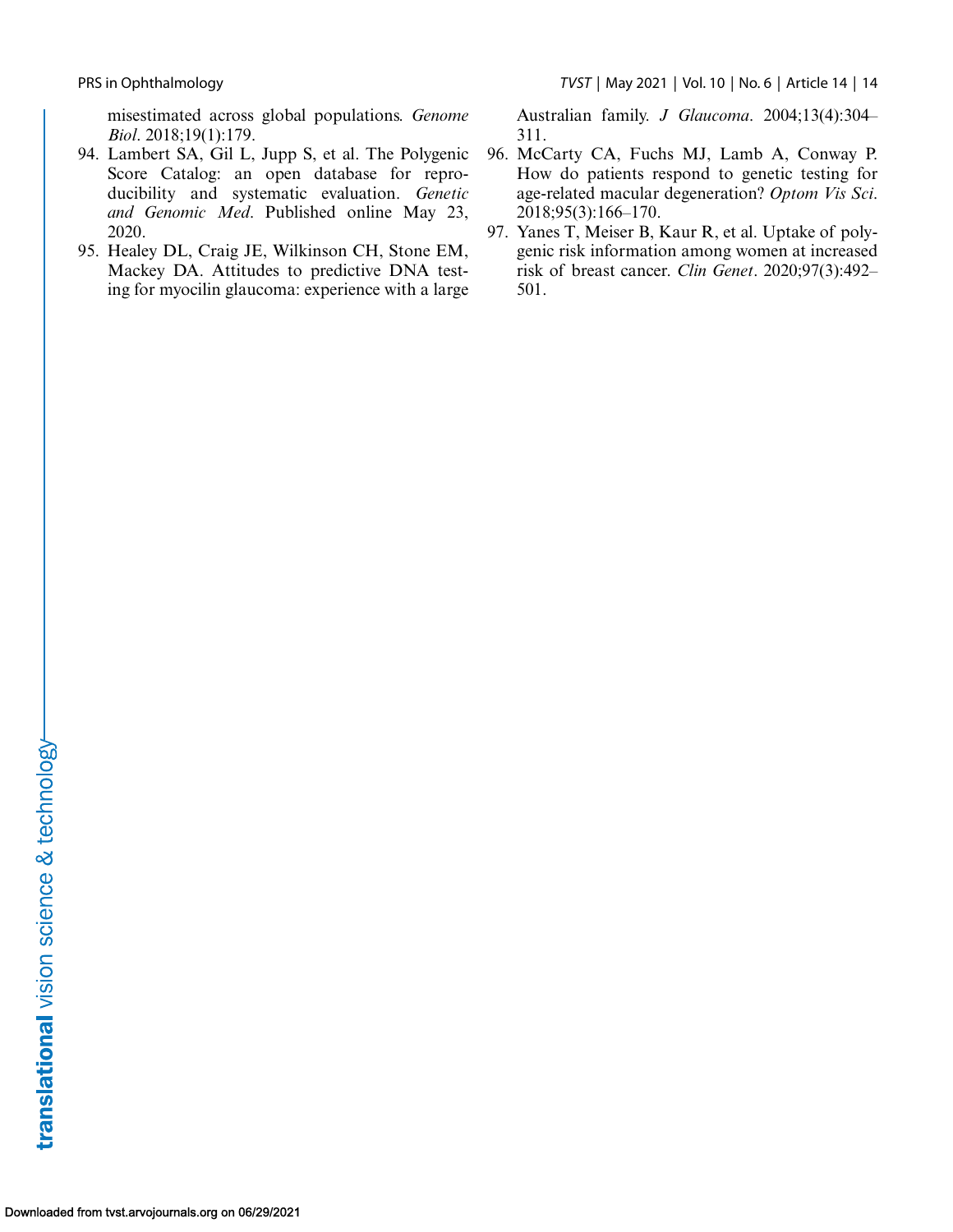misestimated across global populations. *Genome Biol*. 2018;19(1):179.

94. Lambert SA, Gil L, Jupp S, et al. The Polygenic Score Catalog: an open database for reproducibility and systematic evaluation. *Genetic and Genomic Med*. Published online May 23, 2020.
95. Healey DL, Craig JE, Wilkinson CH, Stone EM, Mackey DA. Attitudes to predictive DNA testing for myocilin glaucoma: experience with a large Australian family. *J Glaucoma*. 2004;13(4):304–311.
96. McCarty CA, Fuchs MJ, Lamb A, Conway P. How do patients respond to genetic testing for age-related macular degeneration? *Optom Vis Sci*. 2018;95(3):166–170.
97. Yanes T, Meiser B, Kaur R, et al. Uptake of polygenic risk information among women at increased risk of breast cancer. *Clin Genet*. 2020;97(3):492–501.